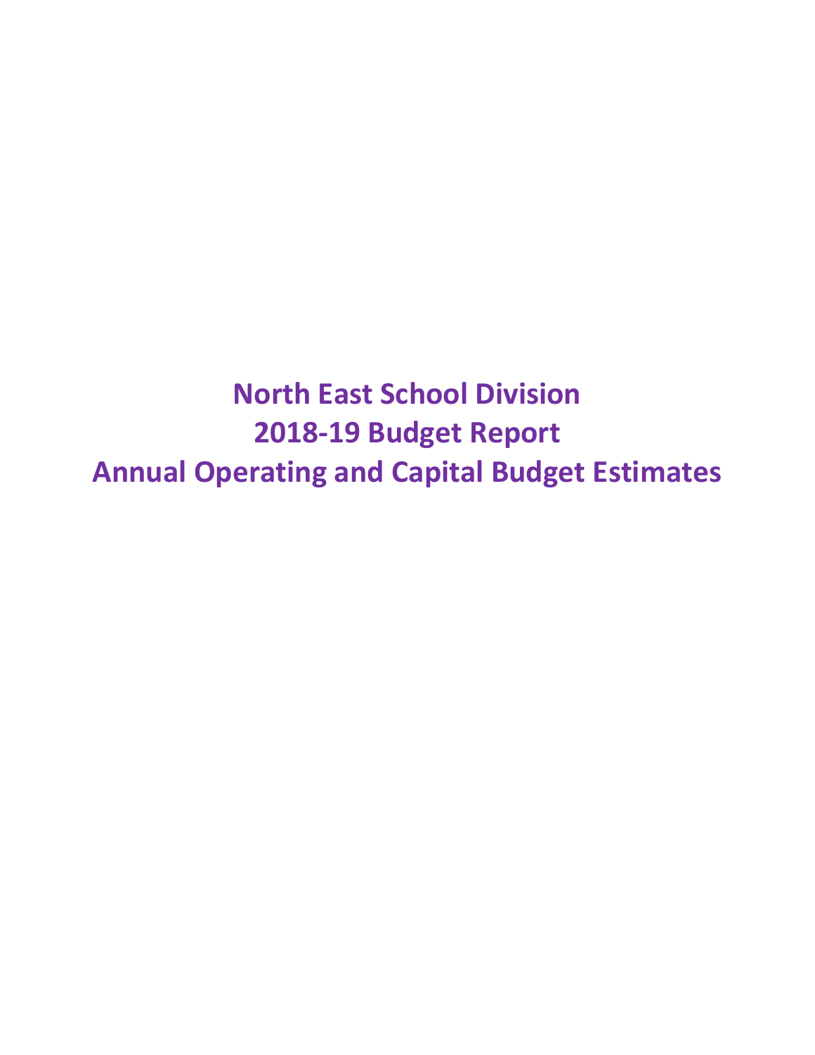# North East School Division
# 2018-19 Budget Report
# Annual Operating and Capital Budget Estimates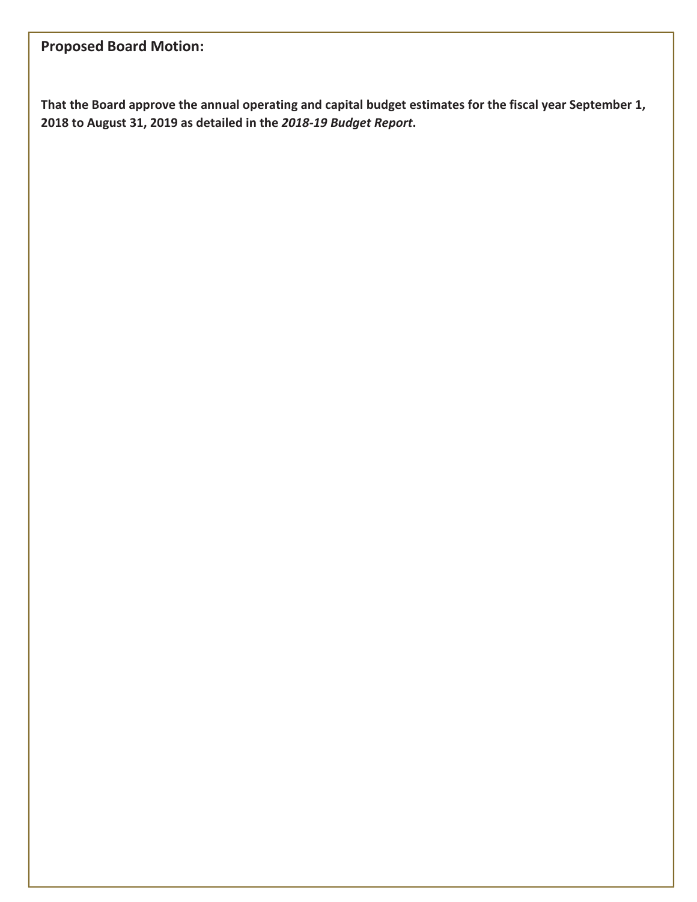## Proposed Board Motion:

**That the Board approve the annual operating and capital budget estimates for the fiscal year September 1, 2018 to August 31, 2019 as detailed in the *2018-19 Budget Report*.**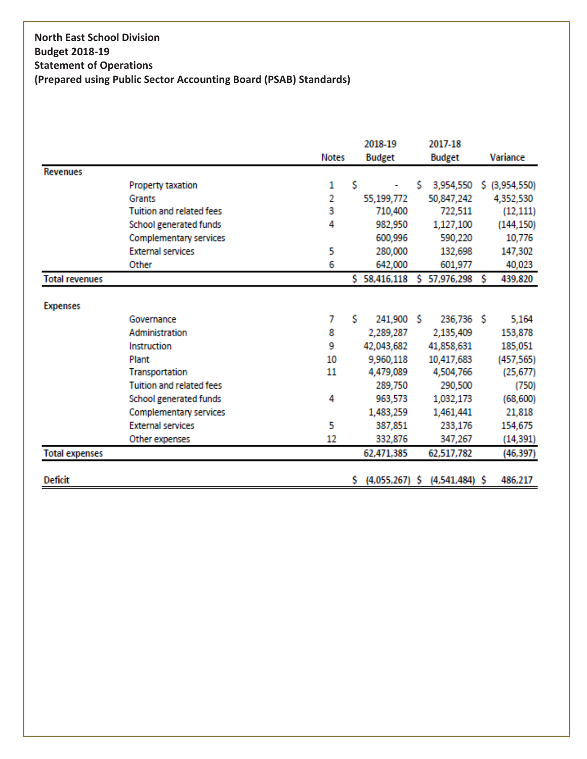**North East School Division**
**Budget 2018-19**
**Statement of Operations**
**(Prepared using Public Sector Accounting Board (PSAB) Standards)**

| | | Notes | 2018-19 Budget | 2017-18 Budget | Variance |
|---|---|---|---|---|---|
| **Revenues** | | | | | |
| | Property taxation | 1 | $ - | $ 3,954,550 | $ (3,954,550) |
| | Grants | 2 | 55,199,772 | 50,847,242 | 4,352,530 |
| | Tuition and related fees | 3 | 710,400 | 722,511 | (12,111) |
| | School generated funds | 4 | 982,950 | 1,127,100 | (144,150) |
| | Complementary services | | 600,996 | 590,220 | 10,776 |
| | External services | 5 | 280,000 | 132,698 | 147,302 |
| | Other | 6 | 642,000 | 601,977 | 40,023 |
| **Total revenues** | | | $ 58,416,118 | $ 57,976,298 | $ 439,820 |
| **Expenses** | | | | | |
| | Governance | 7 | $ 241,900 | $ 236,736 | $ 5,164 |
| | Administration | 8 | 2,289,287 | 2,135,409 | 153,878 |
| | Instruction | 9 | 42,043,682 | 41,858,631 | 185,051 |
| | Plant | 10 | 9,960,118 | 10,417,683 | (457,565) |
| | Transportation | 11 | 4,479,089 | 4,504,766 | (25,677) |
| | Tuition and related fees | | 289,750 | 290,500 | (750) |
| | School generated funds | 4 | 963,573 | 1,032,173 | (68,600) |
| | Complementary services | | 1,483,259 | 1,461,441 | 21,818 |
| | External services | 5 | 387,851 | 233,176 | 154,675 |
| | Other expenses | 12 | 332,876 | 347,267 | (14,391) |
| **Total expenses** | | | 62,471,385 | 62,517,782 | (46,397) |
| **Deficit** | | | $ (4,055,267) | $ (4,541,484) | $ 486,217 |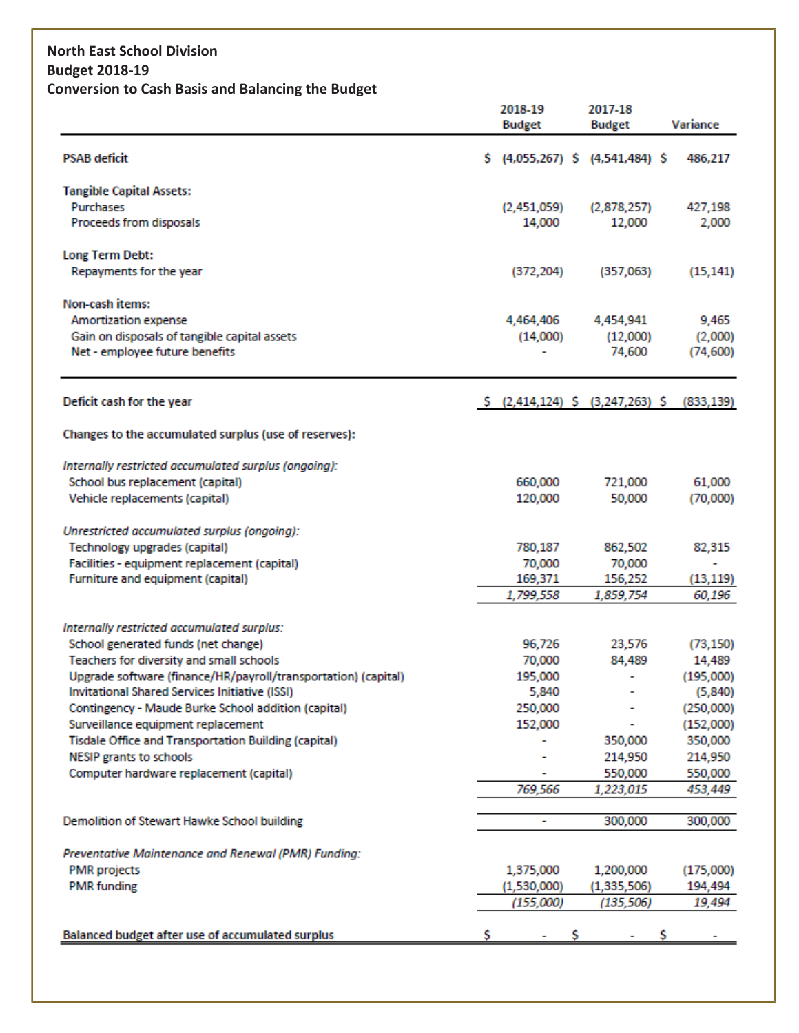**North East School Division**
**Budget 2018-19**
**Conversion to Cash Basis and Balancing the Budget**

| | 2018-19 Budget | 2017-18 Budget | Variance |
|---|---|---|---|
| **PSAB deficit** | $ (4,055,267) | $ (4,541,484) | $ 486,217 |
| **Tangible Capital Assets:** | | | |
| Purchases | (2,451,059) | (2,878,257) | 427,198 |
| Proceeds from disposals | 14,000 | 12,000 | 2,000 |
| **Long Term Debt:** | | | |
| Repayments for the year | (372,204) | (357,063) | (15,141) |
| **Non-cash items:** | | | |
| Amortization expense | 4,464,406 | 4,454,941 | 9,465 |
| Gain on disposals of tangible capital assets | (14,000) | (12,000) | (2,000) |
| Net - employee future benefits | - | 74,600 | (74,600) |
| **Deficit cash for the year** | $ (2,414,124) | $ (3,247,263) | $ (833,139) |
| **Changes to the accumulated surplus (use of reserves):** | | | |
| *Internally restricted accumulated surplus (ongoing):* | | | |
| School bus replacement (capital) | 660,000 | 721,000 | 61,000 |
| Vehicle replacements (capital) | 120,000 | 50,000 | (70,000) |
| *Unrestricted accumulated surplus (ongoing):* | | | |
| Technology upgrades (capital) | 780,187 | 862,502 | 82,315 |
| Facilities - equipment replacement (capital) | 70,000 | 70,000 | - |
| Furniture and equipment (capital) | 169,371 | 156,252 | (13,119) |
| | *1,799,558* | *1,859,754* | *60,196* |
| *Internally restricted accumulated surplus:* | | | |
| School generated funds (net change) | 96,726 | 23,576 | (73,150) |
| Teachers for diversity and small schools | 70,000 | 84,489 | 14,489 |
| Upgrade software (finance/HR/payroll/transportation) (capital) | 195,000 | - | (195,000) |
| Invitational Shared Services Initiative (ISSI) | 5,840 | - | (5,840) |
| Contingency - Maude Burke School addition (capital) | 250,000 | - | (250,000) |
| Surveillance equipment replacement | 152,000 | - | (152,000) |
| Tisdale Office and Transportation Building (capital) | - | 350,000 | 350,000 |
| NESIP grants to schools | - | 214,950 | 214,950 |
| Computer hardware replacement (capital) | - | 550,000 | 550,000 |
| | *769,566* | *1,223,015* | *453,449* |
| Demolition of Stewart Hawke School building | - | 300,000 | 300,000 |
| *Preventative Maintenance and Renewal (PMR) Funding:* | | | |
| PMR projects | 1,375,000 | 1,200,000 | (175,000) |
| PMR funding | (1,530,000) | (1,335,506) | 194,494 |
| | *(155,000)* | *(135,506)* | *19,494* |
| **Balanced budget after use of accumulated surplus** | $ - | $ - | $ - |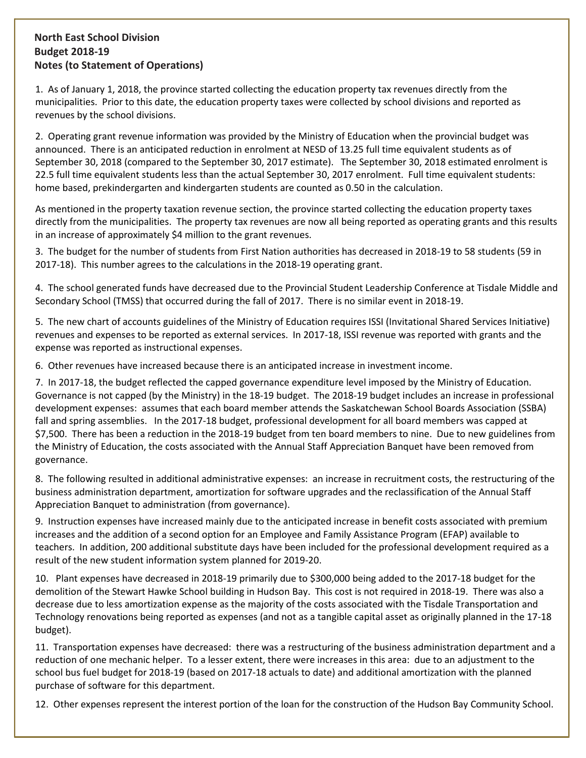**North East School Division**
**Budget 2018-19**
**Notes (to Statement of Operations)**

1. As of January 1, 2018, the province started collecting the education property tax revenues directly from the municipalities. Prior to this date, the education property taxes were collected by school divisions and reported as revenues by the school divisions.

2. Operating grant revenue information was provided by the Ministry of Education when the provincial budget was announced. There is an anticipated reduction in enrolment at NESD of 13.25 full time equivalent students as of September 30, 2018 (compared to the September 30, 2017 estimate). The September 30, 2018 estimated enrolment is 22.5 full time equivalent students less than the actual September 30, 2017 enrolment. Full time equivalent students: home based, prekindergarten and kindergarten students are counted as 0.50 in the calculation.

As mentioned in the property taxation revenue section, the province started collecting the education property taxes directly from the municipalities. The property tax revenues are now all being reported as operating grants and this results in an increase of approximately $4 million to the grant revenues.

3. The budget for the number of students from First Nation authorities has decreased in 2018-19 to 58 students (59 in 2017-18). This number agrees to the calculations in the 2018-19 operating grant.

4. The school generated funds have decreased due to the Provincial Student Leadership Conference at Tisdale Middle and Secondary School (TMSS) that occurred during the fall of 2017. There is no similar event in 2018-19.

5. The new chart of accounts guidelines of the Ministry of Education requires ISSI (Invitational Shared Services Initiative) revenues and expenses to be reported as external services. In 2017-18, ISSI revenue was reported with grants and the expense was reported as instructional expenses.

6. Other revenues have increased because there is an anticipated increase in investment income.

7. In 2017-18, the budget reflected the capped governance expenditure level imposed by the Ministry of Education. Governance is not capped (by the Ministry) in the 18-19 budget. The 2018-19 budget includes an increase in professional development expenses: assumes that each board member attends the Saskatchewan School Boards Association (SSBA) fall and spring assemblies. In the 2017-18 budget, professional development for all board members was capped at $7,500. There has been a reduction in the 2018-19 budget from ten board members to nine. Due to new guidelines from the Ministry of Education, the costs associated with the Annual Staff Appreciation Banquet have been removed from governance.

8. The following resulted in additional administrative expenses: an increase in recruitment costs, the restructuring of the business administration department, amortization for software upgrades and the reclassification of the Annual Staff Appreciation Banquet to administration (from governance).

9. Instruction expenses have increased mainly due to the anticipated increase in benefit costs associated with premium increases and the addition of a second option for an Employee and Family Assistance Program (EFAP) available to teachers. In addition, 200 additional substitute days have been included for the professional development required as a result of the new student information system planned for 2019-20.

10. Plant expenses have decreased in 2018-19 primarily due to $300,000 being added to the 2017-18 budget for the demolition of the Stewart Hawke School building in Hudson Bay. This cost is not required in 2018-19. There was also a decrease due to less amortization expense as the majority of the costs associated with the Tisdale Transportation and Technology renovations being reported as expenses (and not as a tangible capital asset as originally planned in the 17-18 budget).

11. Transportation expenses have decreased: there was a restructuring of the business administration department and a reduction of one mechanic helper. To a lesser extent, there were increases in this area: due to an adjustment to the school bus fuel budget for 2018-19 (based on 2017-18 actuals to date) and additional amortization with the planned purchase of software for this department.

12. Other expenses represent the interest portion of the loan for the construction of the Hudson Bay Community School.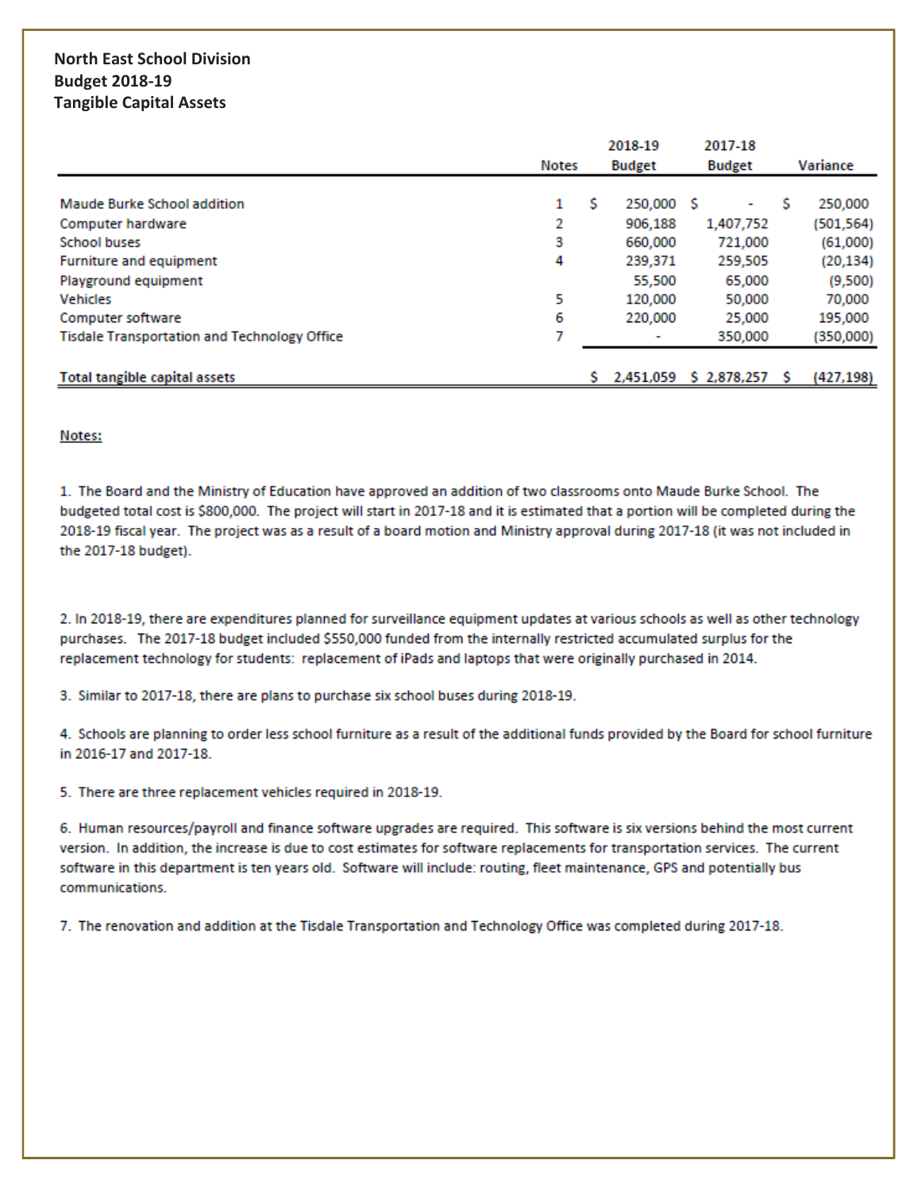**North East School Division**
**Budget 2018-19**
**Tangible Capital Assets**

| | Notes | 2018-19 Budget | 2017-18 Budget | Variance |
|---|---|---|---|---|
| Maude Burke School addition | 1 | $ 250,000 | $ - | $ 250,000 |
| Computer hardware | 2 | 906,188 | 1,407,752 | (501,564) |
| School buses | 3 | 660,000 | 721,000 | (61,000) |
| Furniture and equipment | 4 | 239,371 | 259,505 | (20,134) |
| Playground equipment | | 55,500 | 65,000 | (9,500) |
| Vehicles | 5 | 120,000 | 50,000 | 70,000 |
| Computer software | 6 | 220,000 | 25,000 | 195,000 |
| Tisdale Transportation and Technology Office | 7 | - | 350,000 | (350,000) |
| **Total tangible capital assets** | | $ 2,451,059 | $ 2,878,257 | $ (427,198) |

Notes:

1. The Board and the Ministry of Education have approved an addition of two classrooms onto Maude Burke School. The budgeted total cost is $800,000. The project will start in 2017-18 and it is estimated that a portion will be completed during the 2018-19 fiscal year. The project was as a result of a board motion and Ministry approval during 2017-18 (it was not included in the 2017-18 budget).

2. In 2018-19, there are expenditures planned for surveillance equipment updates at various schools as well as other technology purchases. The 2017-18 budget included $550,000 funded from the internally restricted accumulated surplus for the replacement technology for students: replacement of iPads and laptops that were originally purchased in 2014.

3. Similar to 2017-18, there are plans to purchase six school buses during 2018-19.

4. Schools are planning to order less school furniture as a result of the additional funds provided by the Board for school furniture in 2016-17 and 2017-18.

5. There are three replacement vehicles required in 2018-19.

6. Human resources/payroll and finance software upgrades are required. This software is six versions behind the most current version. In addition, the increase is due to cost estimates for software replacements for transportation services. The current software in this department is ten years old. Software will include: routing, fleet maintenance, GPS and potentially bus communications.

7. The renovation and addition at the Tisdale Transportation and Technology Office was completed during 2017-18.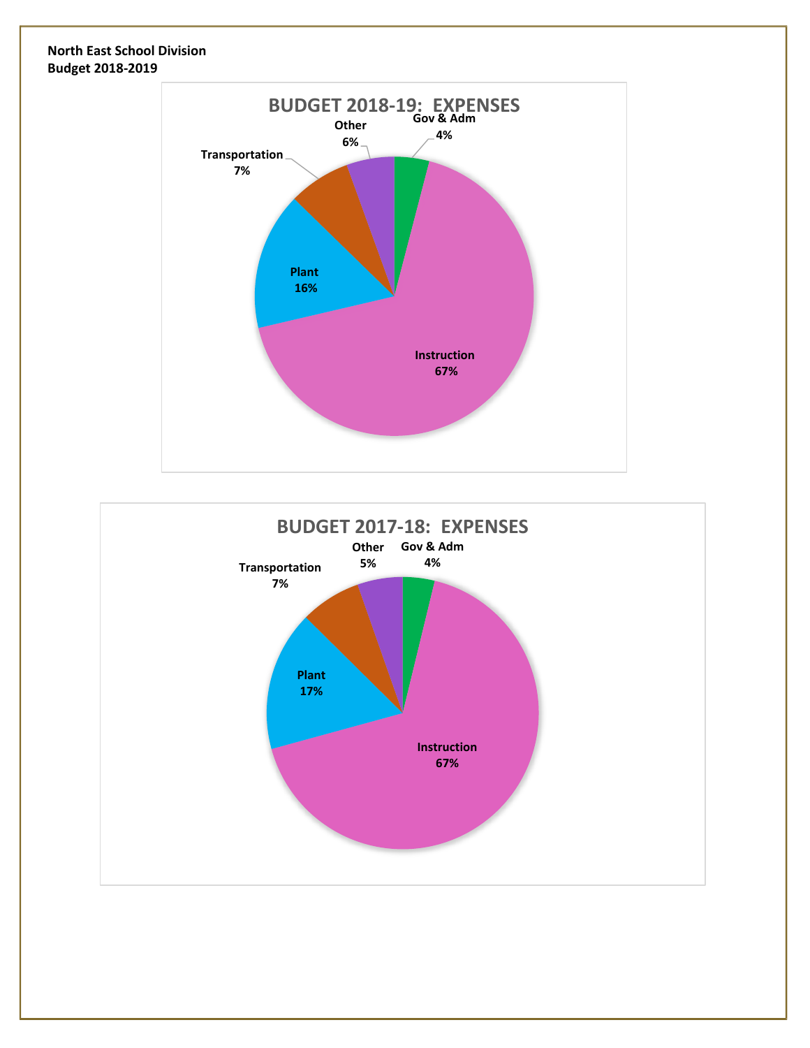**North East School Division**
**Budget 2018-2019**

BUDGET 2018-19: EXPENSES

Gov & Adm
4%

Other
6%

Transportation
7%

Plant
16%

Instruction
67%

BUDGET 2017-18: EXPENSES

Gov & Adm
4%

Other
5%

Transportation
7%

Plant
17%

Instruction
67%